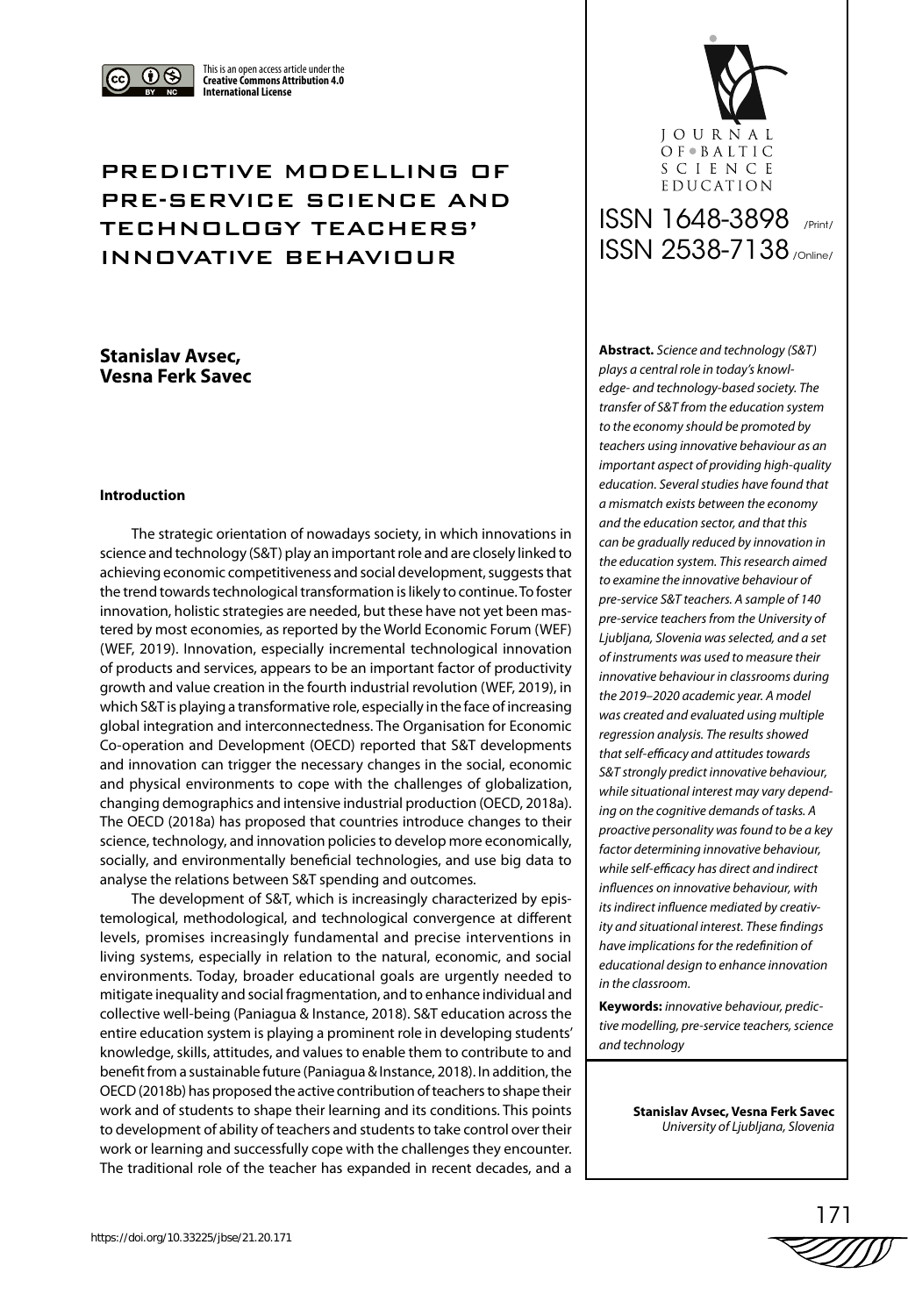This is an open access article under the **Creative Commons Attribution 4.0 International License**

# PREDICTIVE MODELLING OF PRE-SERVICE SCIENCE AND TECHNOLOGY TEACHERS' INNOVATIVE BEHAVIOUR

JOURNAL OF BALTIC SCIENCE EDUCATION

ISSN 1648-3898 /Print/
ISSN 2538-7138 /Online/

**Stanislav Avsec,**
**Vesna Ferk Savec**

**Abstract.** *Science and technology (S&T) plays a central role in today's knowledge- and technology-based society. The transfer of S&T from the education system to the economy should be promoted by teachers using innovative behaviour as an important aspect of providing high-quality education. Several studies have found that a mismatch exists between the economy and the education sector, and that this can be gradually reduced by innovation in the education system. This research aimed to examine the innovative behaviour of pre-service S&T teachers. A sample of 140 pre-service teachers from the University of Ljubljana, Slovenia was selected, and a set of instruments was used to measure their innovative behaviour in classrooms during the 2019–2020 academic year. A model was created and evaluated using multiple regression analysis. The results showed that self-efficacy and attitudes towards S&T strongly predict innovative behaviour, while situational interest may vary depending on the cognitive demands of tasks. A proactive personality was found to be a key factor determining innovative behaviour, while self-efficacy has direct and indirect influences on innovative behaviour, with its indirect influence mediated by creativity and situational interest. These findings have implications for the redefinition of educational design to enhance innovation in the classroom.*

**Keywords:** *innovative behaviour, predictive modelling, pre-service teachers, science and technology*

**Stanislav Avsec, Vesna Ferk Savec**
*University of Ljubljana, Slovenia*

## Introduction

The strategic orientation of nowadays society, in which innovations in science and technology (S&T) play an important role and are closely linked to achieving economic competitiveness and social development, suggests that the trend towards technological transformation is likely to continue. To foster innovation, holistic strategies are needed, but these have not yet been mastered by most economies, as reported by the World Economic Forum (WEF) (WEF, 2019). Innovation, especially incremental technological innovation of products and services, appears to be an important factor of productivity growth and value creation in the fourth industrial revolution (WEF, 2019), in which S&T is playing a transformative role, especially in the face of increasing global integration and interconnectedness. The Organisation for Economic Co-operation and Development (OECD) reported that S&T developments and innovation can trigger the necessary changes in the social, economic and physical environments to cope with the challenges of globalization, changing demographics and intensive industrial production (OECD, 2018a). The OECD (2018a) has proposed that countries introduce changes to their science, technology, and innovation policies to develop more economically, socially, and environmentally beneficial technologies, and use big data to analyse the relations between S&T spending and outcomes.

The development of S&T, which is increasingly characterized by epistemological, methodological, and technological convergence at different levels, promises increasingly fundamental and precise interventions in living systems, especially in relation to the natural, economic, and social environments. Today, broader educational goals are urgently needed to mitigate inequality and social fragmentation, and to enhance individual and collective well-being (Paniagua & Instance, 2018). S&T education across the entire education system is playing a prominent role in developing students' knowledge, skills, attitudes, and values to enable them to contribute to and benefit from a sustainable future (Paniagua & Instance, 2018). In addition, the OECD (2018b) has proposed the active contribution of teachers to shape their work and of students to shape their learning and its conditions. This points to development of ability of teachers and students to take control over their work or learning and successfully cope with the challenges they encounter. The traditional role of the teacher has expanded in recent decades, and a

https://doi.org/10.33225/jbse/21.20.171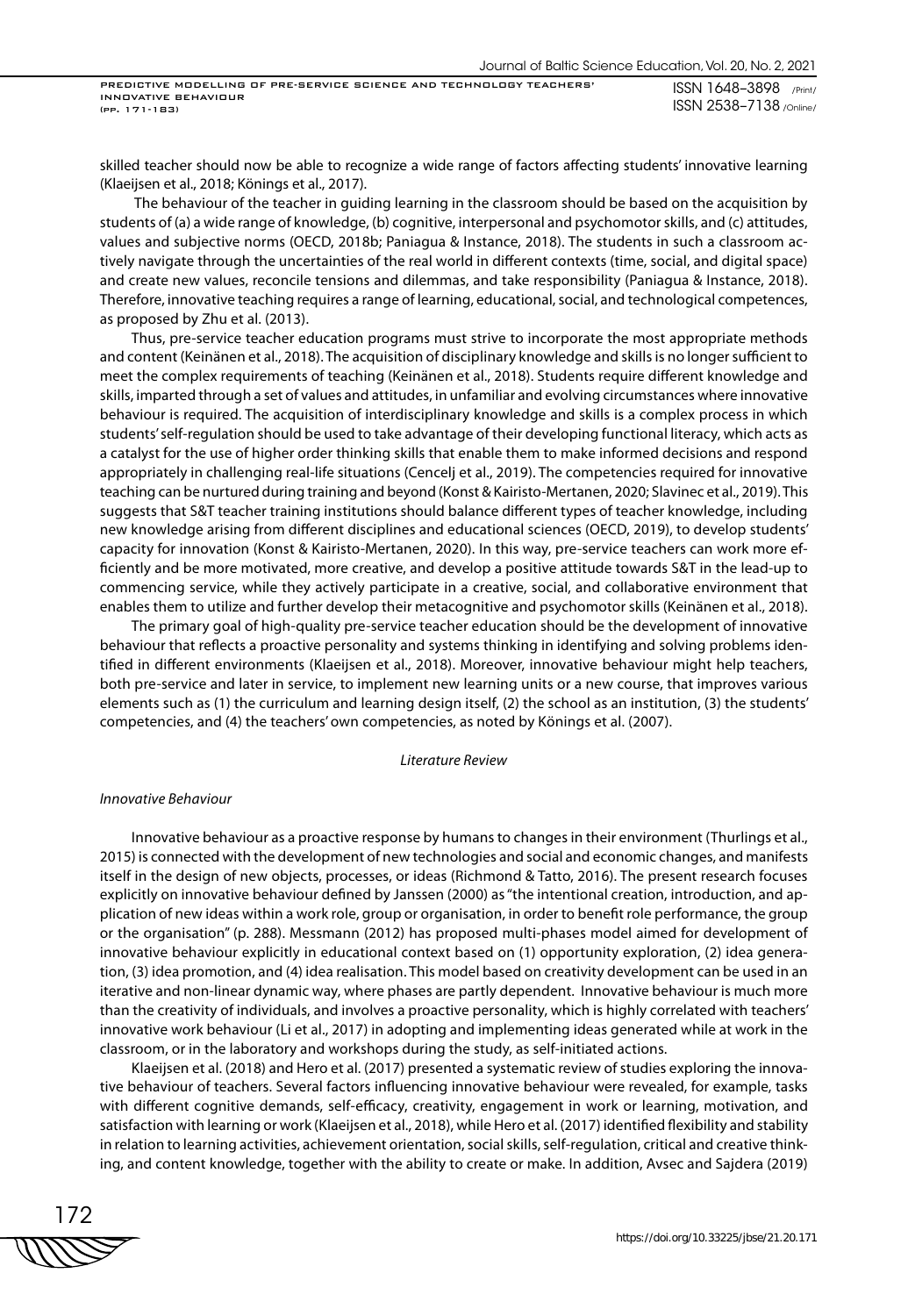skilled teacher should now be able to recognize a wide range of factors affecting students' innovative learning (Klaeijsen et al., 2018; Könings et al., 2017).

The behaviour of the teacher in guiding learning in the classroom should be based on the acquisition by students of (a) a wide range of knowledge, (b) cognitive, interpersonal and psychomotor skills, and (c) attitudes, values and subjective norms (OECD, 2018b; Paniagua & Instance, 2018). The students in such a classroom actively navigate through the uncertainties of the real world in different contexts (time, social, and digital space) and create new values, reconcile tensions and dilemmas, and take responsibility (Paniagua & Instance, 2018). Therefore, innovative teaching requires a range of learning, educational, social, and technological competences, as proposed by Zhu et al. (2013).

Thus, pre-service teacher education programs must strive to incorporate the most appropriate methods and content (Keinänen et al., 2018). The acquisition of disciplinary knowledge and skills is no longer sufficient to meet the complex requirements of teaching (Keinänen et al., 2018). Students require different knowledge and skills, imparted through a set of values and attitudes, in unfamiliar and evolving circumstances where innovative behaviour is required. The acquisition of interdisciplinary knowledge and skills is a complex process in which students' self-regulation should be used to take advantage of their developing functional literacy, which acts as a catalyst for the use of higher order thinking skills that enable them to make informed decisions and respond appropriately in challenging real-life situations (Cencelj et al., 2019). The competencies required for innovative teaching can be nurtured during training and beyond (Konst & Kairisto-Mertanen, 2020; Slavinec et al., 2019). This suggests that S&T teacher training institutions should balance different types of teacher knowledge, including new knowledge arising from different disciplines and educational sciences (OECD, 2019), to develop students' capacity for innovation (Konst & Kairisto-Mertanen, 2020). In this way, pre-service teachers can work more efficiently and be more motivated, more creative, and develop a positive attitude towards S&T in the lead-up to commencing service, while they actively participate in a creative, social, and collaborative environment that enables them to utilize and further develop their metacognitive and psychomotor skills (Keinänen et al., 2018).

The primary goal of high-quality pre-service teacher education should be the development of innovative behaviour that reflects a proactive personality and systems thinking in identifying and solving problems identified in different environments (Klaeijsen et al., 2018). Moreover, innovative behaviour might help teachers, both pre-service and later in service, to implement new learning units or a new course, that improves various elements such as (1) the curriculum and learning design itself, (2) the school as an institution, (3) the students' competencies, and (4) the teachers' own competencies, as noted by Könings et al. (2007).

## *Literature Review*

### *Innovative Behaviour*

Innovative behaviour as a proactive response by humans to changes in their environment (Thurlings et al., 2015) is connected with the development of new technologies and social and economic changes, and manifests itself in the design of new objects, processes, or ideas (Richmond & Tatto, 2016). The present research focuses explicitly on innovative behaviour defined by Janssen (2000) as "the intentional creation, introduction, and application of new ideas within a work role, group or organisation, in order to benefit role performance, the group or the organisation" (p. 288). Messmann (2012) has proposed multi-phases model aimed for development of innovative behaviour explicitly in educational context based on (1) opportunity exploration, (2) idea generation, (3) idea promotion, and (4) idea realisation. This model based on creativity development can be used in an iterative and non-linear dynamic way, where phases are partly dependent. Innovative behaviour is much more than the creativity of individuals, and involves a proactive personality, which is highly correlated with teachers' innovative work behaviour (Li et al., 2017) in adopting and implementing ideas generated while at work in the classroom, or in the laboratory and workshops during the study, as self-initiated actions.

Klaeijsen et al. (2018) and Hero et al. (2017) presented a systematic review of studies exploring the innovative behaviour of teachers. Several factors influencing innovative behaviour were revealed, for example, tasks with different cognitive demands, self-efficacy, creativity, engagement in work or learning, motivation, and satisfaction with learning or work (Klaeijsen et al., 2018), while Hero et al. (2017) identified flexibility and stability in relation to learning activities, achievement orientation, social skills, self-regulation, critical and creative thinking, and content knowledge, together with the ability to create or make. In addition, Avsec and Sajdera (2019)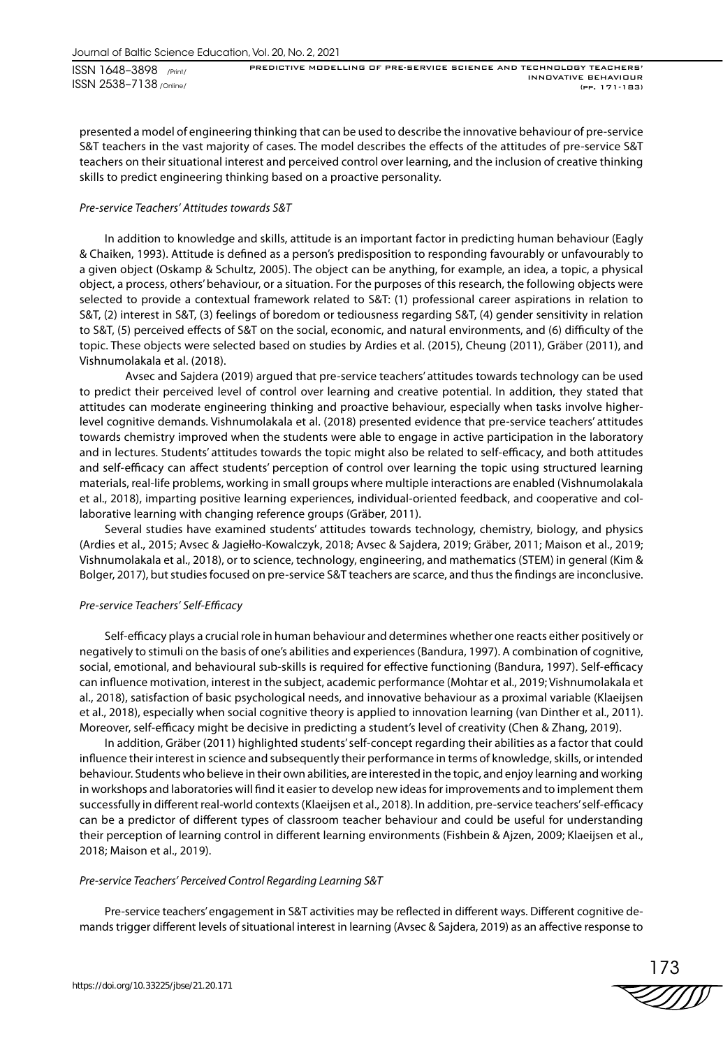presented a model of engineering thinking that can be used to describe the innovative behaviour of pre-service S&T teachers in the vast majority of cases. The model describes the effects of the attitudes of pre-service S&T teachers on their situational interest and perceived control over learning, and the inclusion of creative thinking skills to predict engineering thinking based on a proactive personality.

### *Pre-service Teachers' Attitudes towards S&T*

In addition to knowledge and skills, attitude is an important factor in predicting human behaviour (Eagly & Chaiken, 1993). Attitude is defined as a person's predisposition to responding favourably or unfavourably to a given object (Oskamp & Schultz, 2005). The object can be anything, for example, an idea, a topic, a physical object, a process, others' behaviour, or a situation. For the purposes of this research, the following objects were selected to provide a contextual framework related to S&T: (1) professional career aspirations in relation to S&T, (2) interest in S&T, (3) feelings of boredom or tediousness regarding S&T, (4) gender sensitivity in relation to S&T, (5) perceived effects of S&T on the social, economic, and natural environments, and (6) difficulty of the topic. These objects were selected based on studies by Ardies et al. (2015), Cheung (2011), Gräber (2011), and Vishnumolakala et al. (2018).

Avsec and Sajdera (2019) argued that pre-service teachers' attitudes towards technology can be used to predict their perceived level of control over learning and creative potential. In addition, they stated that attitudes can moderate engineering thinking and proactive behaviour, especially when tasks involve higher-level cognitive demands. Vishnumolakala et al. (2018) presented evidence that pre-service teachers' attitudes towards chemistry improved when the students were able to engage in active participation in the laboratory and in lectures. Students' attitudes towards the topic might also be related to self-efficacy, and both attitudes and self-efficacy can affect students' perception of control over learning the topic using structured learning materials, real-life problems, working in small groups where multiple interactions are enabled (Vishnumolakala et al., 2018), imparting positive learning experiences, individual-oriented feedback, and cooperative and collaborative learning with changing reference groups (Gräber, 2011).

Several studies have examined students' attitudes towards technology, chemistry, biology, and physics (Ardies et al., 2015; Avsec & Jagiełło-Kowalczyk, 2018; Avsec & Sajdera, 2019; Gräber, 2011; Maison et al., 2019; Vishnumolakala et al., 2018), or to science, technology, engineering, and mathematics (STEM) in general (Kim & Bolger, 2017), but studies focused on pre-service S&T teachers are scarce, and thus the findings are inconclusive.

### *Pre-service Teachers' Self-Efficacy*

Self-efficacy plays a crucial role in human behaviour and determines whether one reacts either positively or negatively to stimuli on the basis of one's abilities and experiences (Bandura, 1997). A combination of cognitive, social, emotional, and behavioural sub-skills is required for effective functioning (Bandura, 1997). Self-efficacy can influence motivation, interest in the subject, academic performance (Mohtar et al., 2019; Vishnumolakala et al., 2018), satisfaction of basic psychological needs, and innovative behaviour as a proximal variable (Klaeijsen et al., 2018), especially when social cognitive theory is applied to innovation learning (van Dinther et al., 2011). Moreover, self-efficacy might be decisive in predicting a student's level of creativity (Chen & Zhang, 2019).

In addition, Gräber (2011) highlighted students' self-concept regarding their abilities as a factor that could influence their interest in science and subsequently their performance in terms of knowledge, skills, or intended behaviour. Students who believe in their own abilities, are interested in the topic, and enjoy learning and working in workshops and laboratories will find it easier to develop new ideas for improvements and to implement them successfully in different real-world contexts (Klaeijsen et al., 2018). In addition, pre-service teachers' self-efficacy can be a predictor of different types of classroom teacher behaviour and could be useful for understanding their perception of learning control in different learning environments (Fishbein & Ajzen, 2009; Klaeijsen et al., 2018; Maison et al., 2019).

### *Pre-service Teachers' Perceived Control Regarding Learning S&T*

Pre-service teachers' engagement in S&T activities may be reflected in different ways. Different cognitive demands trigger different levels of situational interest in learning (Avsec & Sajdera, 2019) as an affective response to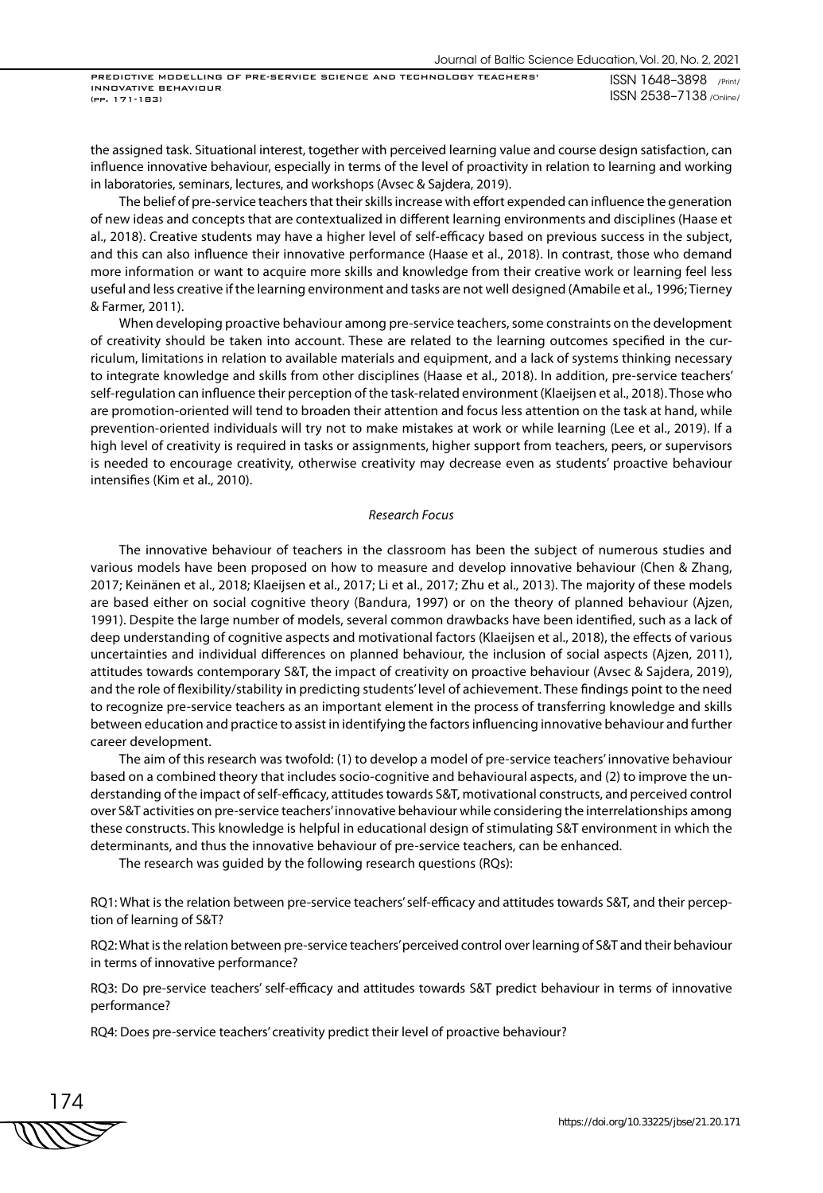the assigned task. Situational interest, together with perceived learning value and course design satisfaction, can influence innovative behaviour, especially in terms of the level of proactivity in relation to learning and working in laboratories, seminars, lectures, and workshops (Avsec & Sajdera, 2019).

The belief of pre-service teachers that their skills increase with effort expended can influence the generation of new ideas and concepts that are contextualized in different learning environments and disciplines (Haase et al., 2018). Creative students may have a higher level of self-efficacy based on previous success in the subject, and this can also influence their innovative performance (Haase et al., 2018). In contrast, those who demand more information or want to acquire more skills and knowledge from their creative work or learning feel less useful and less creative if the learning environment and tasks are not well designed (Amabile et al., 1996; Tierney & Farmer, 2011).

When developing proactive behaviour among pre-service teachers, some constraints on the development of creativity should be taken into account. These are related to the learning outcomes specified in the curriculum, limitations in relation to available materials and equipment, and a lack of systems thinking necessary to integrate knowledge and skills from other disciplines (Haase et al., 2018). In addition, pre-service teachers' self-regulation can influence their perception of the task-related environment (Klaeijsen et al., 2018). Those who are promotion-oriented will tend to broaden their attention and focus less attention on the task at hand, while prevention-oriented individuals will try not to make mistakes at work or while learning (Lee et al., 2019). If a high level of creativity is required in tasks or assignments, higher support from teachers, peers, or supervisors is needed to encourage creativity, otherwise creativity may decrease even as students' proactive behaviour intensifies (Kim et al., 2010).

### *Research Focus*

The innovative behaviour of teachers in the classroom has been the subject of numerous studies and various models have been proposed on how to measure and develop innovative behaviour (Chen & Zhang, 2017; Keinänen et al., 2018; Klaeijsen et al., 2017; Li et al., 2017; Zhu et al., 2013). The majority of these models are based either on social cognitive theory (Bandura, 1997) or on the theory of planned behaviour (Ajzen, 1991). Despite the large number of models, several common drawbacks have been identified, such as a lack of deep understanding of cognitive aspects and motivational factors (Klaeijsen et al., 2018), the effects of various uncertainties and individual differences on planned behaviour, the inclusion of social aspects (Ajzen, 2011), attitudes towards contemporary S&T, the impact of creativity on proactive behaviour (Avsec & Sajdera, 2019), and the role of flexibility/stability in predicting students' level of achievement. These findings point to the need to recognize pre-service teachers as an important element in the process of transferring knowledge and skills between education and practice to assist in identifying the factors influencing innovative behaviour and further career development.

The aim of this research was twofold: (1) to develop a model of pre-service teachers' innovative behaviour based on a combined theory that includes socio-cognitive and behavioural aspects, and (2) to improve the understanding of the impact of self-efficacy, attitudes towards S&T, motivational constructs, and perceived control over S&T activities on pre-service teachers' innovative behaviour while considering the interrelationships among these constructs. This knowledge is helpful in educational design of stimulating S&T environment in which the determinants, and thus the innovative behaviour of pre-service teachers, can be enhanced.

The research was guided by the following research questions (RQs):

RQ1: What is the relation between pre-service teachers' self-efficacy and attitudes towards S&T, and their perception of learning of S&T?

RQ2: What is the relation between pre-service teachers' perceived control over learning of S&T and their behaviour in terms of innovative performance?

RQ3: Do pre-service teachers' self-efficacy and attitudes towards S&T predict behaviour in terms of innovative performance?

RQ4: Does pre-service teachers' creativity predict their level of proactive behaviour?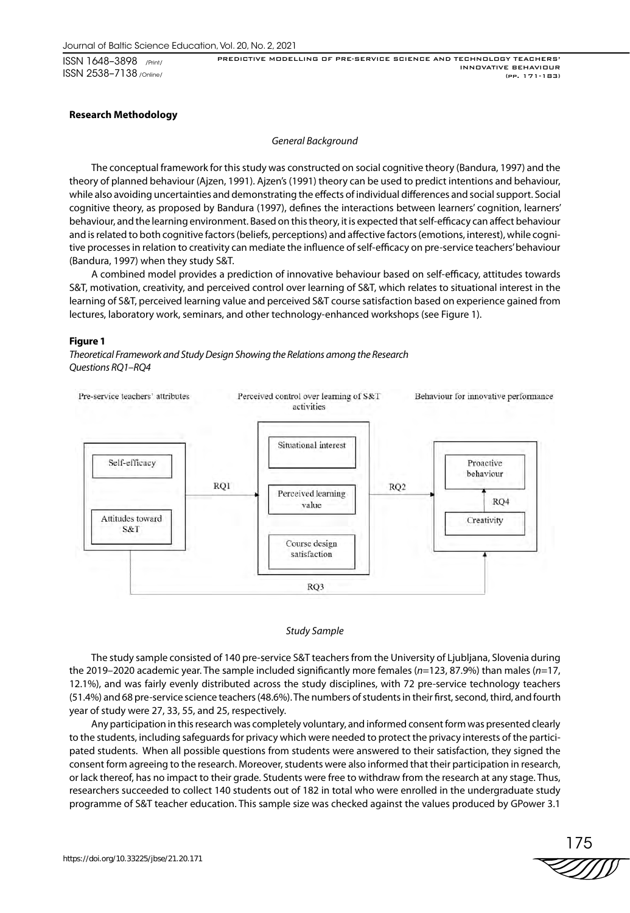**Research Methodology**

*General Background*

The conceptual framework for this study was constructed on social cognitive theory (Bandura, 1997) and the theory of planned behaviour (Ajzen, 1991). Ajzen's (1991) theory can be used to predict intentions and behaviour, while also avoiding uncertainties and demonstrating the effects of individual differences and social support. Social cognitive theory, as proposed by Bandura (1997), defines the interactions between learners' cognition, learners' behaviour, and the learning environment. Based on this theory, it is expected that self-efficacy can affect behaviour and is related to both cognitive factors (beliefs, perceptions) and affective factors (emotions, interest), while cognitive processes in relation to creativity can mediate the influence of self-efficacy on pre-service teachers' behaviour (Bandura, 1997) when they study S&T.

A combined model provides a prediction of innovative behaviour based on self-efficacy, attitudes towards S&T, motivation, creativity, and perceived control over learning of S&T, which relates to situational interest in the learning of S&T, perceived learning value and perceived S&T course satisfaction based on experience gained from lectures, laboratory work, seminars, and other technology-enhanced workshops (see Figure 1).

**Figure 1**

*Theoretical Framework and Study Design Showing the Relations among the Research Questions RQ1–RQ4*

Pre-service teachers' attributes | Perceived control over learning of S&T activities | Behaviour for innovative performance

Self-efficacy; Attitudes toward S&T → RQ1 → Situational interest; Perceived learning value; Course design satisfaction → RQ2 → Proactive behaviour; RQ4; Creativity

RQ3

*Study Sample*

The study sample consisted of 140 pre-service S&T teachers from the University of Ljubljana, Slovenia during the 2019–2020 academic year. The sample included significantly more females (*n*=123, 87.9%) than males (*n*=17, 12.1%), and was fairly evenly distributed across the study disciplines, with 72 pre-service technology teachers (51.4%) and 68 pre-service science teachers (48.6%). The numbers of students in their first, second, third, and fourth year of study were 27, 33, 55, and 25, respectively.

Any participation in this research was completely voluntary, and informed consent form was presented clearly to the students, including safeguards for privacy which were needed to protect the privacy interests of the participated students. When all possible questions from students were answered to their satisfaction, they signed the consent form agreeing to the research. Moreover, students were also informed that their participation in research, or lack thereof, has no impact to their grade. Students were free to withdraw from the research at any stage. Thus, researchers succeeded to collect 140 students out of 182 in total who were enrolled in the undergraduate study programme of S&T teacher education. This sample size was checked against the values produced by GPower 3.1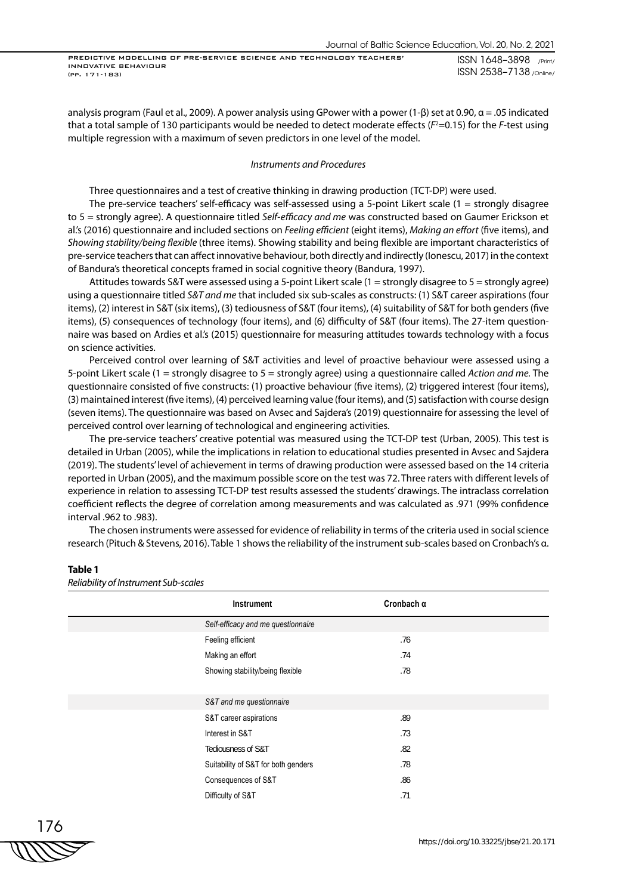analysis program (Faul et al., 2009). A power analysis using GPower with a power (1-β) set at 0.90, α = .05 indicated that a total sample of 130 participants would be needed to detect moderate effects ($F^2$=0.15) for the *F*-test using multiple regression with a maximum of seven predictors in one level of the model.

### *Instruments and Procedures*

Three questionnaires and a test of creative thinking in drawing production (TCT-DP) were used.

The pre-service teachers' self-efficacy was self-assessed using a 5-point Likert scale (1 = strongly disagree to 5 = strongly agree). A questionnaire titled *Self-efficacy and me* was constructed based on Gaumer Erickson et al.'s (2016) questionnaire and included sections on *Feeling efficient* (eight items), *Making an effort* (five items), and *Showing stability/being flexible* (three items). Showing stability and being flexible are important characteristics of pre-service teachers that can affect innovative behaviour, both directly and indirectly (Ionescu, 2017) in the context of Bandura's theoretical concepts framed in social cognitive theory (Bandura, 1997).

Attitudes towards S&T were assessed using a 5-point Likert scale (1 = strongly disagree to 5 = strongly agree) using a questionnaire titled *S&T and me* that included six sub-scales as constructs: (1) S&T career aspirations (four items), (2) interest in S&T (six items), (3) tediousness of S&T (four items), (4) suitability of S&T for both genders (five items), (5) consequences of technology (four items), and (6) difficulty of S&T (four items). The 27-item questionnaire was based on Ardies et al.'s (2015) questionnaire for measuring attitudes towards technology with a focus on science activities.

Perceived control over learning of S&T activities and level of proactive behaviour were assessed using a 5-point Likert scale (1 = strongly disagree to 5 = strongly agree) using a questionnaire called *Action and me.* The questionnaire consisted of five constructs: (1) proactive behaviour (five items), (2) triggered interest (four items), (3) maintained interest (five items), (4) perceived learning value (four items), and (5) satisfaction with course design (seven items). The questionnaire was based on Avsec and Sajdera's (2019) questionnaire for assessing the level of perceived control over learning of technological and engineering activities.

The pre-service teachers' creative potential was measured using the TCT-DP test (Urban, 2005). This test is detailed in Urban (2005), while the implications in relation to educational studies presented in Avsec and Sajdera (2019). The students' level of achievement in terms of drawing production were assessed based on the 14 criteria reported in Urban (2005), and the maximum possible score on the test was 72. Three raters with different levels of experience in relation to assessing TCT-DP test results assessed the students' drawings. The intraclass correlation coefficient reflects the degree of correlation among measurements and was calculated as .971 (99% confidence interval .962 to .983).

The chosen instruments were assessed for evidence of reliability in terms of the criteria used in social science research (Pituch & Stevens, 2016). Table 1 shows the reliability of the instrument sub-scales based on Cronbach's α.

**Table 1**

*Reliability of Instrument Sub-scales*

| Instrument | Cronbach α |
|---|---|
| *Self-efficacy and me questionnaire* | |
| Feeling efficient | .76 |
| Making an effort | .74 |
| Showing stability/being flexible | .78 |
| | |
| *S&T and me questionnaire* | |
| S&T career aspirations | .89 |
| Interest in S&T | .73 |
| Tediousness of S&T | .82 |
| Suitability of S&T for both genders | .78 |
| Consequences of S&T | .86 |
| Difficulty of S&T | .71 |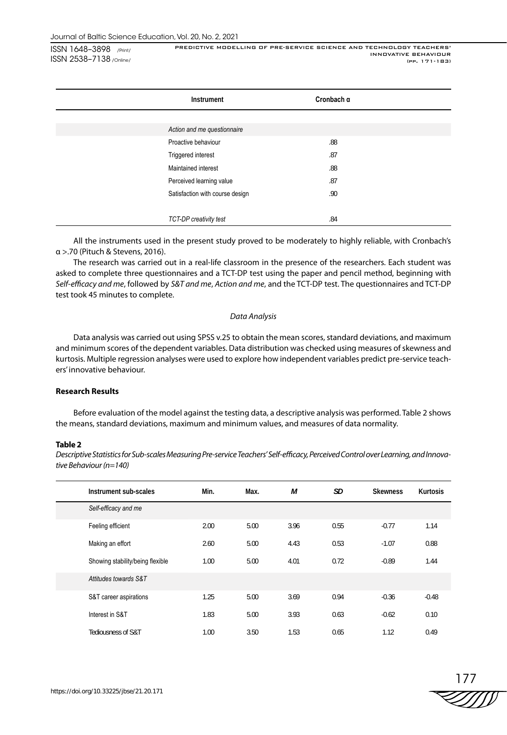| Instrument | Cronbach α |
|---|---|
| *Action and me questionnaire* | |
| Proactive behaviour | .88 |
| Triggered interest | .87 |
| Maintained interest | .88 |
| Perceived learning value | .87 |
| Satisfaction with course design | .90 |
| *TCT-DP creativity test* | .84 |

All the instruments used in the present study proved to be moderately to highly reliable, with Cronbach's α >.70 (Pituch & Stevens, 2016).

The research was carried out in a real-life classroom in the presence of the researchers. Each student was asked to complete three questionnaires and a TCT-DP test using the paper and pencil method, beginning with *Self-efficacy and me*, followed by *S&T and me*, *Action and me*, and the TCT-DP test. The questionnaires and TCT-DP test took 45 minutes to complete.

*Data Analysis*

Data analysis was carried out using SPSS v.25 to obtain the mean scores, standard deviations, and maximum and minimum scores of the dependent variables. Data distribution was checked using measures of skewness and kurtosis. Multiple regression analyses were used to explore how independent variables predict pre-service teachers' innovative behaviour.

## Research Results

Before evaluation of the model against the testing data, a descriptive analysis was performed. Table 2 shows the means, standard deviations, maximum and minimum values, and measures of data normality.

**Table 2**

*Descriptive Statistics for Sub-scales Measuring Pre-service Teachers' Self-efficacy, Perceived Control over Learning, and Innovative Behaviour (n=140)*

| Instrument sub-scales | Min. | Max. | *M* | *SD* | Skewness | Kurtosis |
|---|---|---|---|---|---|---|
| *Self-efficacy and me* | | | | | | |
| Feeling efficient | 2.00 | 5.00 | 3.96 | 0.55 | -0.77 | 1.14 |
| Making an effort | 2.60 | 5.00 | 4.43 | 0.53 | -1.07 | 0.88 |
| Showing stability/being flexible | 1.00 | 5.00 | 4.01 | 0.72 | -0.89 | 1.44 |
| *Attitudes towards S&T* | | | | | | |
| S&T career aspirations | 1.25 | 5.00 | 3.69 | 0.94 | -0.36 | -0.48 |
| Interest in S&T | 1.83 | 5.00 | 3.93 | 0.63 | -0.62 | 0.10 |
| Tediousness of S&T | 1.00 | 3.50 | 1.53 | 0.65 | 1.12 | 0.49 |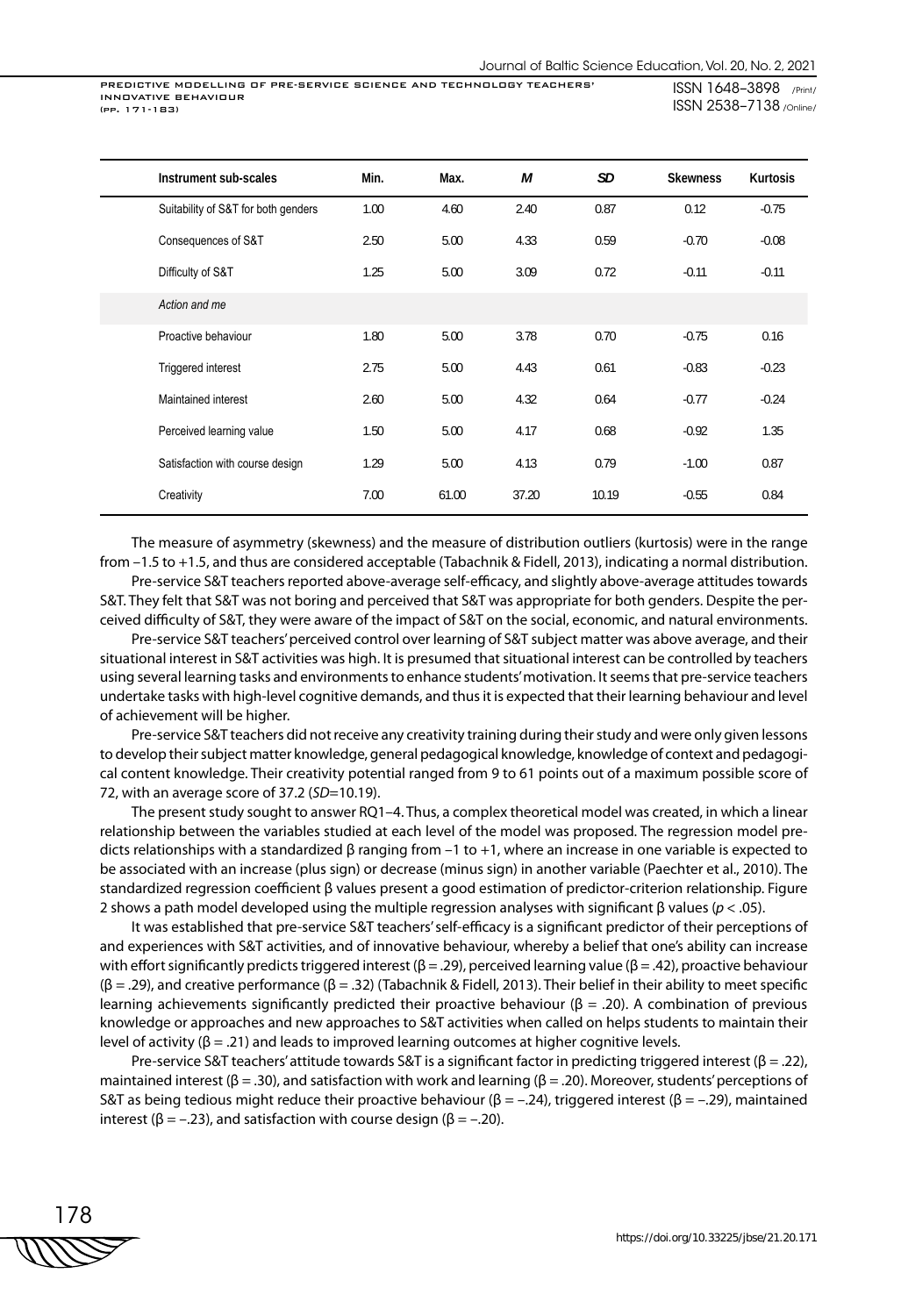| Instrument sub-scales | Min. | Max. | *M* | *SD* | Skewness | Kurtosis |
|---|---|---|---|---|---|---|
| Suitability of S&T for both genders | 1.00 | 4.60 | 2.40 | 0.87 | 0.12 | -0.75 |
| Consequences of S&T | 2.50 | 5.00 | 4.33 | 0.59 | -0.70 | -0.08 |
| Difficulty of S&T | 1.25 | 5.00 | 3.09 | 0.72 | -0.11 | -0.11 |
| *Action and me* | | | | | | |
| Proactive behaviour | 1.80 | 5.00 | 3.78 | 0.70 | -0.75 | 0.16 |
| Triggered interest | 2.75 | 5.00 | 4.43 | 0.61 | -0.83 | -0.23 |
| Maintained interest | 2.60 | 5.00 | 4.32 | 0.64 | -0.77 | -0.24 |
| Perceived learning value | 1.50 | 5.00 | 4.17 | 0.68 | -0.92 | 1.35 |
| Satisfaction with course design | 1.29 | 5.00 | 4.13 | 0.79 | -1.00 | 0.87 |
| Creativity | 7.00 | 61.00 | 37.20 | 10.19 | -0.55 | 0.84 |

The measure of asymmetry (skewness) and the measure of distribution outliers (kurtosis) were in the range from −1.5 to +1.5, and thus are considered acceptable (Tabachnik & Fidell, 2013), indicating a normal distribution.

Pre-service S&T teachers reported above-average self-efficacy, and slightly above-average attitudes towards S&T. They felt that S&T was not boring and perceived that S&T was appropriate for both genders. Despite the perceived difficulty of S&T, they were aware of the impact of S&T on the social, economic, and natural environments.

Pre-service S&T teachers' perceived control over learning of S&T subject matter was above average, and their situational interest in S&T activities was high. It is presumed that situational interest can be controlled by teachers using several learning tasks and environments to enhance students' motivation. It seems that pre-service teachers undertake tasks with high-level cognitive demands, and thus it is expected that their learning behaviour and level of achievement will be higher.

Pre-service S&T teachers did not receive any creativity training during their study and were only given lessons to develop their subject matter knowledge, general pedagogical knowledge, knowledge of context and pedagogical content knowledge. Their creativity potential ranged from 9 to 61 points out of a maximum possible score of 72, with an average score of 37.2 (*SD*=10.19).

The present study sought to answer RQ1–4. Thus, a complex theoretical model was created, in which a linear relationship between the variables studied at each level of the model was proposed. The regression model predicts relationships with a standardized β ranging from −1 to +1, where an increase in one variable is expected to be associated with an increase (plus sign) or decrease (minus sign) in another variable (Paechter et al., 2010). The standardized regression coefficient β values present a good estimation of predictor-criterion relationship. Figure 2 shows a path model developed using the multiple regression analyses with significant β values ($p < .05$).

It was established that pre-service S&T teachers' self-efficacy is a significant predictor of their perceptions of and experiences with S&T activities, and of innovative behaviour, whereby a belief that one's ability can increase with effort significantly predicts triggered interest (β = .29), perceived learning value (β = .42), proactive behaviour (β = .29), and creative performance (β = .32) (Tabachnik & Fidell, 2013). Their belief in their ability to meet specific learning achievements significantly predicted their proactive behaviour (β = .20). A combination of previous knowledge or approaches and new approaches to S&T activities when called on helps students to maintain their level of activity (β = .21) and leads to improved learning outcomes at higher cognitive levels.

Pre-service S&T teachers' attitude towards S&T is a significant factor in predicting triggered interest (β = .22), maintained interest (β = .30), and satisfaction with work and learning (β = .20). Moreover, students' perceptions of S&T as being tedious might reduce their proactive behaviour (β = −.24), triggered interest (β = −.29), maintained interest (β = −.23), and satisfaction with course design (β = −.20).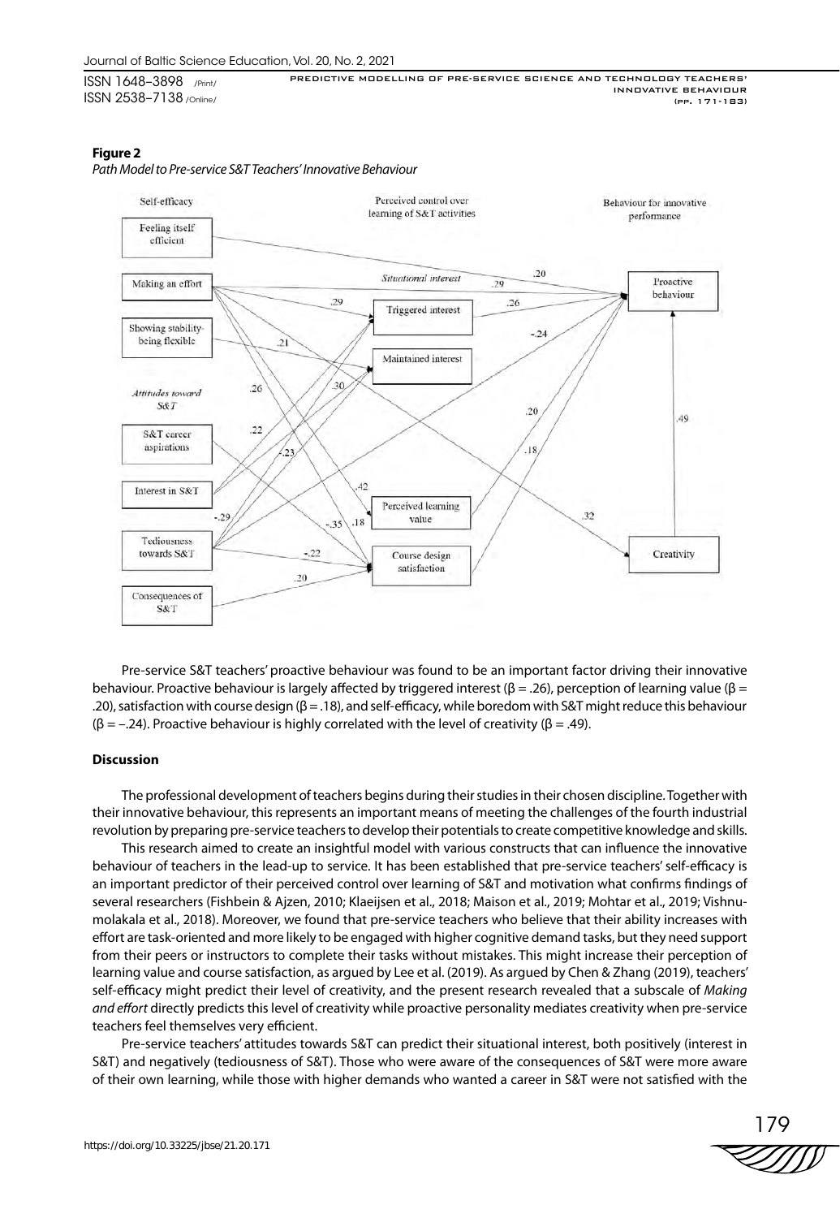**Figure 2**

*Path Model to Pre-service S&T Teachers' Innovative Behaviour*

Pre-service S&T teachers' proactive behaviour was found to be an important factor driving their innovative behaviour. Proactive behaviour is largely affected by triggered interest (β = .26), perception of learning value (β = .20), satisfaction with course design (β = .18), and self-efficacy, while boredom with S&T might reduce this behaviour (β = –.24). Proactive behaviour is highly correlated with the level of creativity (β = .49).

## Discussion

The professional development of teachers begins during their studies in their chosen discipline. Together with their innovative behaviour, this represents an important means of meeting the challenges of the fourth industrial revolution by preparing pre-service teachers to develop their potentials to create competitive knowledge and skills.

This research aimed to create an insightful model with various constructs that can influence the innovative behaviour of teachers in the lead-up to service. It has been established that pre-service teachers' self-efficacy is an important predictor of their perceived control over learning of S&T and motivation what confirms findings of several researchers (Fishbein & Ajzen, 2010; Klaeijsen et al., 2018; Maison et al., 2019; Mohtar et al., 2019; Vishnumolakala et al., 2018). Moreover, we found that pre-service teachers who believe that their ability increases with effort are task-oriented and more likely to be engaged with higher cognitive demand tasks, but they need support from their peers or instructors to complete their tasks without mistakes. This might increase their perception of learning value and course satisfaction, as argued by Lee et al. (2019). As argued by Chen & Zhang (2019), teachers' self-efficacy might predict their level of creativity, and the present research revealed that a subscale of *Making and effort* directly predicts this level of creativity while proactive personality mediates creativity when pre-service teachers feel themselves very efficient.

Pre-service teachers' attitudes towards S&T can predict their situational interest, both positively (interest in S&T) and negatively (tediousness of S&T). Those who were aware of the consequences of S&T were more aware of their own learning, while those with higher demands who wanted a career in S&T were not satisfied with the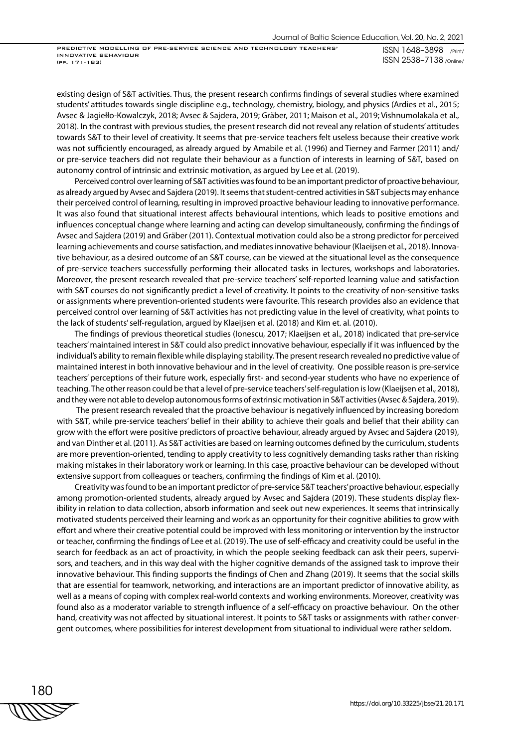existing design of S&T activities. Thus, the present research confirms findings of several studies where examined students' attitudes towards single discipline e.g., technology, chemistry, biology, and physics (Ardies et al., 2015; Avsec & Jagiełło-Kowalczyk, 2018; Avsec & Sajdera, 2019; Gräber, 2011; Maison et al., 2019; Vishnumolakala et al., 2018). In the contrast with previous studies, the present research did not reveal any relation of students' attitudes towards S&T to their level of creativity. It seems that pre-service teachers felt useless because their creative work was not sufficiently encouraged, as already argued by Amabile et al. (1996) and Tierney and Farmer (2011) and/or pre-service teachers did not regulate their behaviour as a function of interests in learning of S&T, based on autonomy control of intrinsic and extrinsic motivation, as argued by Lee et al. (2019).

Perceived control over learning of S&T activities was found to be an important predictor of proactive behaviour, as already argued by Avsec and Sajdera (2019). It seems that student-centred activities in S&T subjects may enhance their perceived control of learning, resulting in improved proactive behaviour leading to innovative performance. It was also found that situational interest affects behavioural intentions, which leads to positive emotions and influences conceptual change where learning and acting can develop simultaneously, confirming the findings of Avsec and Sajdera (2019) and Gräber (2011). Contextual motivation could also be a strong predictor for perceived learning achievements and course satisfaction, and mediates innovative behaviour (Klaeijsen et al., 2018). Innovative behaviour, as a desired outcome of an S&T course, can be viewed at the situational level as the consequence of pre-service teachers successfully performing their allocated tasks in lectures, workshops and laboratories. Moreover, the present research revealed that pre-service teachers' self-reported learning value and satisfaction with S&T courses do not significantly predict a level of creativity. It points to the creativity of non-sensitive tasks or assignments where prevention-oriented students were favourite. This research provides also an evidence that perceived control over learning of S&T activities has not predicting value in the level of creativity, what points to the lack of students' self-regulation, argued by Klaeijsen et al. (2018) and Kim et. al. (2010).

The findings of previous theoretical studies (Ionescu, 2017; Klaeijsen et al., 2018) indicated that pre-service teachers' maintained interest in S&T could also predict innovative behaviour, especially if it was influenced by the individual's ability to remain flexible while displaying stability. The present research revealed no predictive value of maintained interest in both innovative behaviour and in the level of creativity. One possible reason is pre-service teachers' perceptions of their future work, especially first- and second-year students who have no experience of teaching. The other reason could be that a level of pre-service teachers' self-regulation is low (Klaeijsen et al., 2018), and they were not able to develop autonomous forms of extrinsic motivation in S&T activities (Avsec & Sajdera, 2019).

The present research revealed that the proactive behaviour is negatively influenced by increasing boredom with S&T, while pre-service teachers' belief in their ability to achieve their goals and belief that their ability can grow with the effort were positive predictors of proactive behaviour, already argued by Avsec and Sajdera (2019), and van Dinther et al. (2011). As S&T activities are based on learning outcomes defined by the curriculum, students are more prevention-oriented, tending to apply creativity to less cognitively demanding tasks rather than risking making mistakes in their laboratory work or learning. In this case, proactive behaviour can be developed without extensive support from colleagues or teachers, confirming the findings of Kim et al. (2010).

Creativity was found to be an important predictor of pre-service S&T teachers' proactive behaviour, especially among promotion-oriented students, already argued by Avsec and Sajdera (2019). These students display flexibility in relation to data collection, absorb information and seek out new experiences. It seems that intrinsically motivated students perceived their learning and work as an opportunity for their cognitive abilities to grow with effort and where their creative potential could be improved with less monitoring or intervention by the instructor or teacher, confirming the findings of Lee et al. (2019). The use of self-efficacy and creativity could be useful in the search for feedback as an act of proactivity, in which the people seeking feedback can ask their peers, supervisors, and teachers, and in this way deal with the higher cognitive demands of the assigned task to improve their innovative behaviour. This finding supports the findings of Chen and Zhang (2019). It seems that the social skills that are essential for teamwork, networking, and interactions are an important predictor of innovative ability, as well as a means of coping with complex real-world contexts and working environments. Moreover, creativity was found also as a moderator variable to strength influence of a self-efficacy on proactive behaviour. On the other hand, creativity was not affected by situational interest. It points to S&T tasks or assignments with rather convergent outcomes, where possibilities for interest development from situational to individual were rather seldom.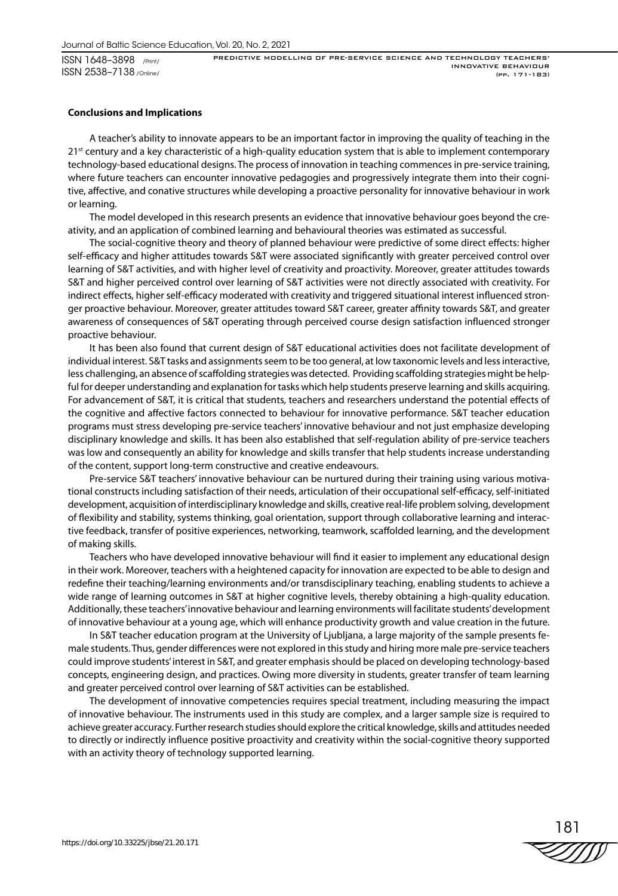## Conclusions and Implications

A teacher's ability to innovate appears to be an important factor in improving the quality of teaching in the 21st century and a key characteristic of a high-quality education system that is able to implement contemporary technology-based educational designs. The process of innovation in teaching commences in pre-service training, where future teachers can encounter innovative pedagogies and progressively integrate them into their cognitive, affective, and conative structures while developing a proactive personality for innovative behaviour in work or learning.

The model developed in this research presents an evidence that innovative behaviour goes beyond the creativity, and an application of combined learning and behavioural theories was estimated as successful.

The social-cognitive theory and theory of planned behaviour were predictive of some direct effects: higher self-efficacy and higher attitudes towards S&T were associated significantly with greater perceived control over learning of S&T activities, and with higher level of creativity and proactivity. Moreover, greater attitudes towards S&T and higher perceived control over learning of S&T activities were not directly associated with creativity. For indirect effects, higher self-efficacy moderated with creativity and triggered situational interest influenced stronger proactive behaviour. Moreover, greater attitudes toward S&T career, greater affinity towards S&T, and greater awareness of consequences of S&T operating through perceived course design satisfaction influenced stronger proactive behaviour.

It has been also found that current design of S&T educational activities does not facilitate development of individual interest. S&T tasks and assignments seem to be too general, at low taxonomic levels and less interactive, less challenging, an absence of scaffolding strategies was detected. Providing scaffolding strategies might be helpful for deeper understanding and explanation for tasks which help students preserve learning and skills acquiring. For advancement of S&T, it is critical that students, teachers and researchers understand the potential effects of the cognitive and affective factors connected to behaviour for innovative performance. S&T teacher education programs must stress developing pre-service teachers' innovative behaviour and not just emphasize developing disciplinary knowledge and skills. It has been also established that self-regulation ability of pre-service teachers was low and consequently an ability for knowledge and skills transfer that help students increase understanding of the content, support long-term constructive and creative endeavours.

Pre-service S&T teachers' innovative behaviour can be nurtured during their training using various motivational constructs including satisfaction of their needs, articulation of their occupational self-efficacy, self-initiated development, acquisition of interdisciplinary knowledge and skills, creative real-life problem solving, development of flexibility and stability, systems thinking, goal orientation, support through collaborative learning and interactive feedback, transfer of positive experiences, networking, teamwork, scaffolded learning, and the development of making skills.

Teachers who have developed innovative behaviour will find it easier to implement any educational design in their work. Moreover, teachers with a heightened capacity for innovation are expected to be able to design and redefine their teaching/learning environments and/or transdisciplinary teaching, enabling students to achieve a wide range of learning outcomes in S&T at higher cognitive levels, thereby obtaining a high-quality education. Additionally, these teachers' innovative behaviour and learning environments will facilitate students' development of innovative behaviour at a young age, which will enhance productivity growth and value creation in the future.

In S&T teacher education program at the University of Ljubljana, a large majority of the sample presents female students. Thus, gender differences were not explored in this study and hiring more male pre-service teachers could improve students' interest in S&T, and greater emphasis should be placed on developing technology-based concepts, engineering design, and practices. Owing more diversity in students, greater transfer of team learning and greater perceived control over learning of S&T activities can be established.

The development of innovative competencies requires special treatment, including measuring the impact of innovative behaviour. The instruments used in this study are complex, and a larger sample size is required to achieve greater accuracy. Further research studies should explore the critical knowledge, skills and attitudes needed to directly or indirectly influence positive proactivity and creativity within the social-cognitive theory supported with an activity theory of technology supported learning.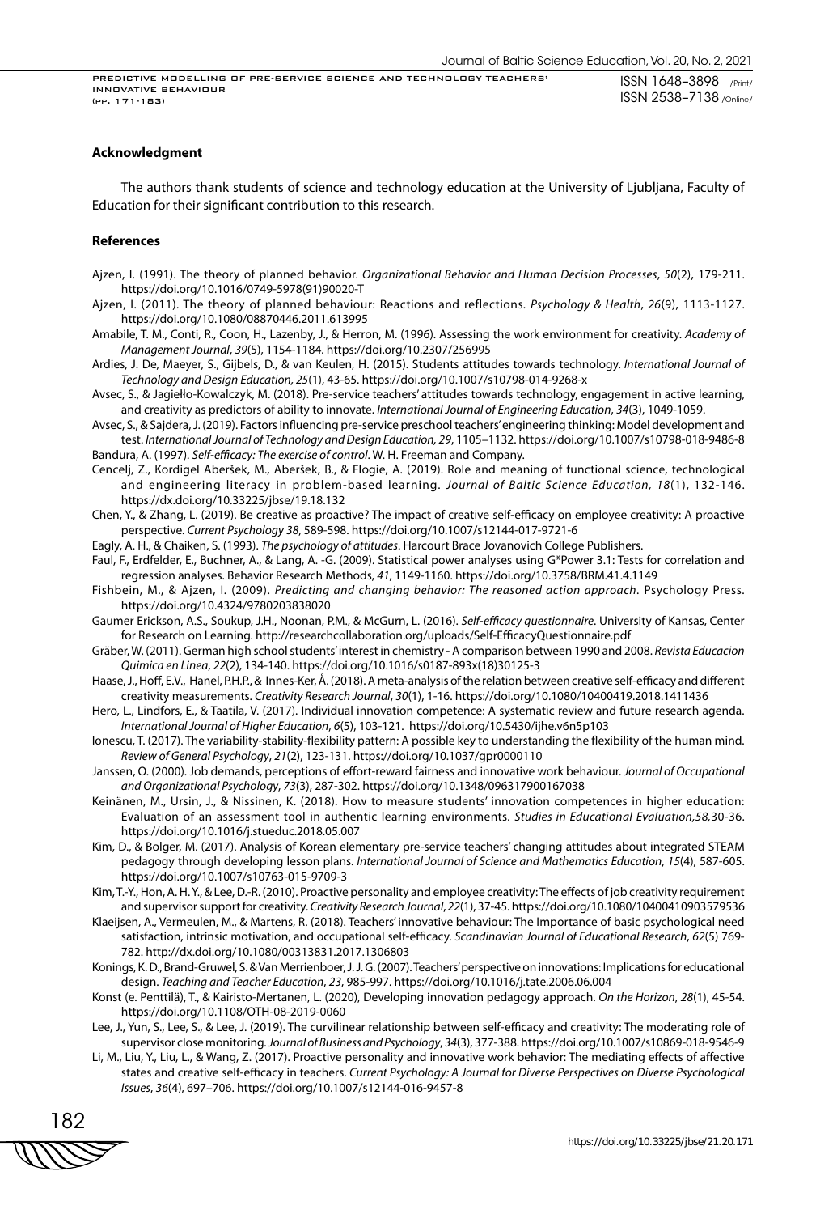**Acknowledgment**

The authors thank students of science and technology education at the University of Ljubljana, Faculty of Education for their significant contribution to this research.

**References**

Ajzen, I. (1991). The theory of planned behavior. *Organizational Behavior and Human Decision Processes*, *50*(2), 179-211. https://doi.org/10.1016/0749-5978(91)90020-T

Ajzen, I. (2011). The theory of planned behaviour: Reactions and reflections. *Psychology & Health*, *26*(9), 1113-1127. https://doi.org/10.1080/08870446.2011.613995

Amabile, T. M., Conti, R., Coon, H., Lazenby, J., & Herron, M. (1996). Assessing the work environment for creativity. *Academy of Management Journal*, *39*(5), 1154-1184. https://doi.org/10.2307/256995

Ardies, J. De, Maeyer, S., Gijbels, D., & van Keulen, H. (2015). Students attitudes towards technology. *International Journal of Technology and Design Education*, *25*(1), 43-65. https://doi.org/10.1007/s10798-014-9268-x

Avsec, S., & Jagiełło-Kowalczyk, M. (2018). Pre-service teachers' attitudes towards technology, engagement in active learning, and creativity as predictors of ability to innovate. *International Journal of Engineering Education*, *34*(3), 1049-1059.

Avsec, S., & Sajdera, J. (2019). Factors influencing pre-service preschool teachers' engineering thinking: Model development and test. *International Journal of Technology and Design Education, 29*, 1105–1132. https://doi.org/10.1007/s10798-018-9486-8

Bandura, A. (1997). *Self-efficacy: The exercise of control*. W. H. Freeman and Company.

Cencelj, Z., Kordigel Aberšek, M., Aberšek, B., & Flogie, A. (2019). Role and meaning of functional science, technological and engineering literacy in problem-based learning. *Journal of Baltic Science Education, 18*(1), 132-146. https://dx.doi.org/10.33225/jbse/19.18.132

Chen, Y., & Zhang, L. (2019). Be creative as proactive? The impact of creative self-efficacy on employee creativity: A proactive perspective. *Current Psychology 38*, 589-598. https://doi.org/10.1007/s12144-017-9721-6

Eagly, A. H., & Chaiken, S. (1993). *The psychology of attitudes*. Harcourt Brace Jovanovich College Publishers.

Faul, F., Erdfelder, E., Buchner, A., & Lang, A. -G. (2009). Statistical power analyses using G*Power 3.1: Tests for correlation and regression analyses. Behavior Research Methods, *41*, 1149-1160. https://doi.org/10.3758/BRM.41.4.1149

Fishbein, M., & Ajzen, I. (2009). *Predicting and changing behavior: The reasoned action approach*. Psychology Press. https://doi.org/10.4324/9780203838020

Gaumer Erickson, A.S., Soukup, J.H., Noonan, P.M., & McGurn, L. (2016). *Self-efficacy questionnaire*. University of Kansas, Center for Research on Learning. http://researchcollaboration.org/uploads/Self-EfficacyQuestionnaire.pdf

Gräber, W. (2011). German high school students' interest in chemistry - A comparison between 1990 and 2008. *Revista Educacion Quimica en Linea*, *22*(2), 134-140. https://doi.org/10.1016/s0187-893x(18)30125-3

Haase, J., Hoff, E.V., Hanel, P.H.P., & Innes-Ker, Å. (2018). A meta-analysis of the relation between creative self-efficacy and different creativity measurements. *Creativity Research Journal*, *30*(1), 1-16. https://doi.org/10.1080/10400419.2018.1411436

Hero, L., Lindfors, E., & Taatila, V. (2017). Individual innovation competence: A systematic review and future research agenda. *International Journal of Higher Education*, *6*(5), 103-121. https://doi.org/10.5430/ijhe.v6n5p103

Ionescu, T. (2017). The variability-stability-flexibility pattern: A possible key to understanding the flexibility of the human mind. *Review of General Psychology*, *21*(2), 123-131. https://doi.org/10.1037/gpr0000110

Janssen, O. (2000). Job demands, perceptions of effort-reward fairness and innovative work behaviour. *Journal of Occupational and Organizational Psychology*, *73*(3), 287-302. https://doi.org/10.1348/096317900167038

Keinänen, M., Ursin, J., & Nissinen, K. (2018). How to measure students' innovation competences in higher education: Evaluation of an assessment tool in authentic learning environments. *Studies in Educational Evaluation,58,*30-36. https://doi.org/10.1016/j.stueduc.2018.05.007

Kim, D., & Bolger, M. (2017). Analysis of Korean elementary pre-service teachers' changing attitudes about integrated STEAM pedagogy through developing lesson plans. *International Journal of Science and Mathematics Education*, *15*(4), 587-605. https://doi.org/10.1007/s10763-015-9709-3

Kim, T.-Y., Hon, A. H. Y., & Lee, D.-R. (2010). Proactive personality and employee creativity: The effects of job creativity requirement and supervisor support for creativity. *Creativity Research Journal*, *22*(1), 37-45. https://doi.org/10.1080/10400410903579536

Klaeijsen, A., Vermeulen, M., & Martens, R. (2018). Teachers' innovative behaviour: The Importance of basic psychological need satisfaction, intrinsic motivation, and occupational self-efficacy. *Scandinavian Journal of Educational Research*, *62*(5) 769-782. http://dx.doi.org/10.1080/00313831.2017.1306803

Konings, K. D., Brand-Gruwel, S. & Van Merrienboer, J. J. G. (2007). Teachers' perspective on innovations: Implications for educational design. *Teaching and Teacher Education*, *23*, 985-997. https://doi.org/10.1016/j.tate.2006.06.004

Konst (e. Penttilä), T., & Kairisto-Mertanen, L. (2020), Developing innovation pedagogy approach. *On the Horizon*, *28*(1), 45-54. https://doi.org/10.1108/OTH-08-2019-0060

Lee, J., Yun, S., Lee, S., & Lee, J. (2019). The curvilinear relationship between self-efficacy and creativity: The moderating role of supervisor close monitoring. *Journal of Business and Psychology*, *34*(3), 377-388. https://doi.org/10.1007/s10869-018-9546-9

Li, M., Liu, Y., Liu, L., & Wang, Z. (2017). Proactive personality and innovative work behavior: The mediating effects of affective states and creative self-efficacy in teachers. *Current Psychology: A Journal for Diverse Perspectives on Diverse Psychological Issues*, *36*(4), 697–706. https://doi.org/10.1007/s12144-016-9457-8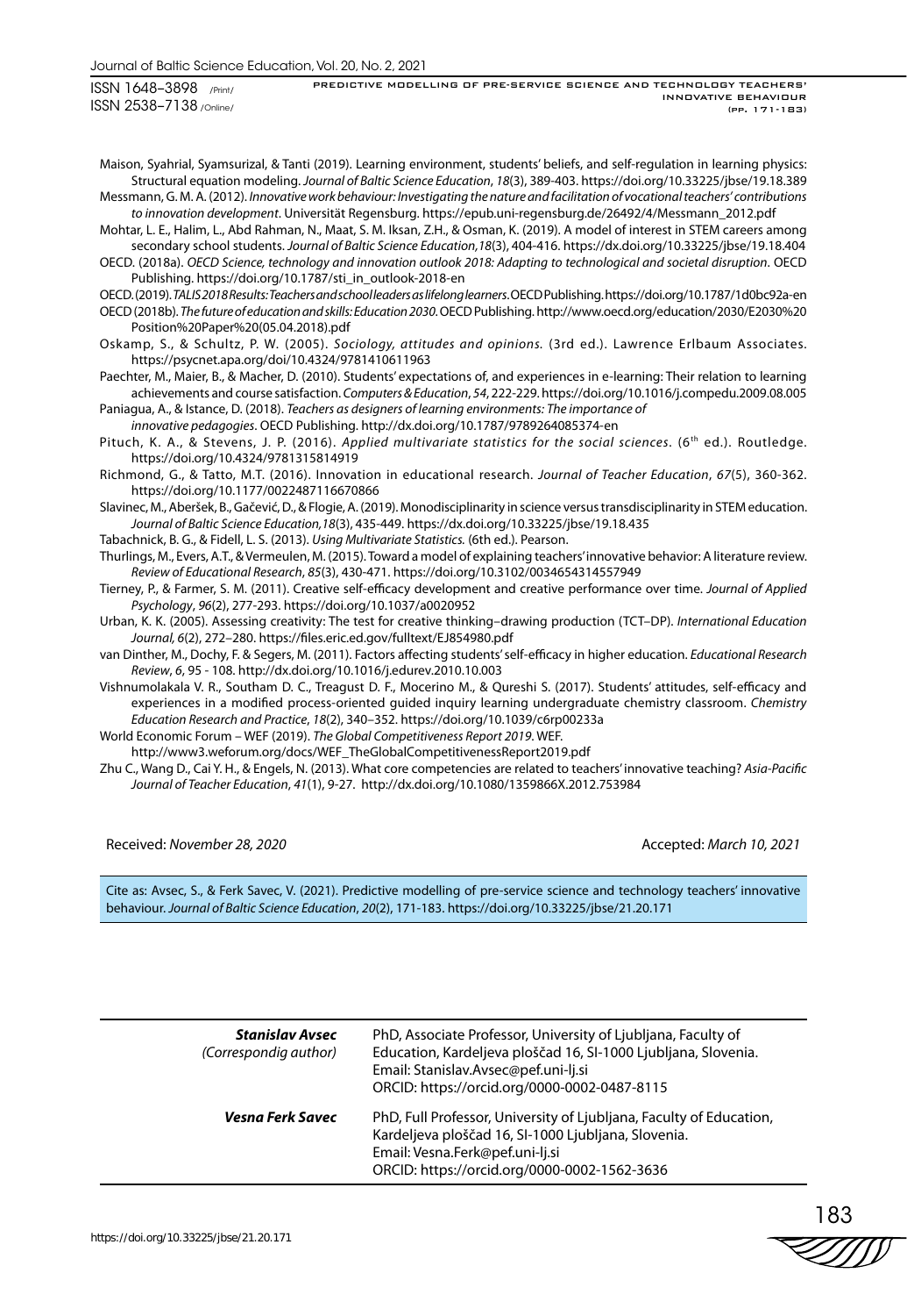Maison, Syahrial, Syamsurizal, & Tanti (2019). Learning environment, students' beliefs, and self-regulation in learning physics: Structural equation modeling. *Journal of Baltic Science Education*, *18*(3), 389-403. https://doi.org/10.33225/jbse/19.18.389

Messmann, G. M. A. (2012). *Innovative work behaviour: Investigating the nature and facilitation of vocational teachers' contributions to innovation development*. Universität Regensburg. https://epub.uni-regensburg.de/26492/4/Messmann_2012.pdf

Mohtar, L. E., Halim, L., Abd Rahman, N., Maat, S. M. Iksan, Z.H., & Osman, K. (2019). A model of interest in STEM careers among secondary school students. *Journal of Baltic Science Education,18*(3), 404-416. https://dx.doi.org/10.33225/jbse/19.18.404

OECD. (2018a). *OECD Science, technology and innovation outlook 2018: Adapting to technological and societal disruption*. OECD Publishing. https://doi.org/10.1787/sti_in_outlook-2018-en

OECD. (2019). *TALIS 2018 Results: Teachers and school leaders as lifelong learners*. OECD Publishing. https://doi.org/10.1787/1d0bc92a-en

OECD (2018b). *The future of education and skills: Education 2030*. OECD Publishing. http://www.oecd.org/education/2030/E2030%20Position%20Paper%20(05.04.2018).pdf

Oskamp, S., & Schultz, P. W. (2005). *Sociology, attitudes and opinions.* (3rd ed.). Lawrence Erlbaum Associates. https://psycnet.apa.org/doi/10.4324/9781410611963

Paechter, M., Maier, B., & Macher, D. (2010). Students' expectations of, and experiences in e-learning: Their relation to learning achievements and course satisfaction. *Computers & Education*, *54*, 222-229. https://doi.org/10.1016/j.compedu.2009.08.005

Paniagua, A., & Istance, D. (2018). *Teachers as designers of learning environments: The importance of innovative pedagogies*. OECD Publishing. http://dx.doi.org/10.1787/9789264085374-en

Pituch, K. A., & Stevens, J. P. (2016). *Applied multivariate statistics for the social sciences*. (6th ed.). Routledge. https://doi.org/10.4324/9781315814919

Richmond, G., & Tatto, M.T. (2016). Innovation in educational research. *Journal of Teacher Education*, *67*(5), 360-362. https://doi.org/10.1177/0022487116670866

Slavinec, M., Aberšek, B., Gačević, D., & Flogie, A. (2019). Monodisciplinarity in science versus transdisciplinarity in STEM education. *Journal of Baltic Science Education,18*(3), 435-449. https://dx.doi.org/10.33225/jbse/19.18.435

Tabachnick, B. G., & Fidell, L. S. (2013). *Using Multivariate Statistics.* (6th ed.). Pearson.

Thurlings, M., Evers, A.T., & Vermeulen, M. (2015). Toward a model of explaining teachers' innovative behavior: A literature review. *Review of Educational Research*, *85*(3), 430-471. https://doi.org/10.3102/0034654314557949

Tierney, P., & Farmer, S. M. (2011). Creative self-efficacy development and creative performance over time. *Journal of Applied Psychology*, *96*(2), 277-293. https://doi.org/10.1037/a0020952

Urban, K. K. (2005). Assessing creativity: The test for creative thinking–drawing production (TCT–DP). *International Education Journal, 6*(2), 272–280. https://files.eric.ed.gov/fulltext/EJ854980.pdf

van Dinther, M., Dochy, F. & Segers, M. (2011). Factors affecting students' self-efficacy in higher education. *Educational Research Review*, *6*, 95 - 108. http://dx.doi.org/10.1016/j.edurev.2010.10.003

Vishnumolakala V. R., Southam D. C., Treagust D. F., Mocerino M., & Qureshi S. (2017). Students' attitudes, self-efficacy and experiences in a modified process-oriented guided inquiry learning undergraduate chemistry classroom. *Chemistry Education Research and Practice*, *18*(2), 340–352. https://doi.org/10.1039/c6rp00233a

World Economic Forum – WEF (2019). *The Global Competitiveness Report 2019*. WEF. http://www3.weforum.org/docs/WEF_TheGlobalCompetitivenessReport2019.pdf

Zhu C., Wang D., Cai Y. H., & Engels, N. (2013). What core competencies are related to teachers' innovative teaching? *Asia-Pacific Journal of Teacher Education*, *41*(1), 9-27. http://dx.doi.org/10.1080/1359866X.2012.753984

Received: *November 28, 2020*

Accepted: *March 10, 2021*

Cite as: Avsec, S., & Ferk Savec, V. (2021). Predictive modelling of pre-service science and technology teachers' innovative behaviour. *Journal of Baltic Science Education*, *20*(2), 171-183. https://doi.org/10.33225/jbse/21.20.171

| | |
|---|---|
| ***Stanislav Avsec*** *(Correspondig author)* | PhD, Associate Professor, University of Ljubljana, Faculty of Education, Kardeljeva ploščad 16, SI-1000 Ljubljana, Slovenia. Email: Stanislav.Avsec@pef.uni-lj.si ORCID: https://orcid.org/0000-0002-0487-8115 |
| ***Vesna Ferk Savec*** | PhD, Full Professor, University of Ljubljana, Faculty of Education, Kardeljeva ploščad 16, SI-1000 Ljubljana, Slovenia. Email: Vesna.Ferk@pef.uni-lj.si ORCID: https://orcid.org/0000-0002-1562-3636 |